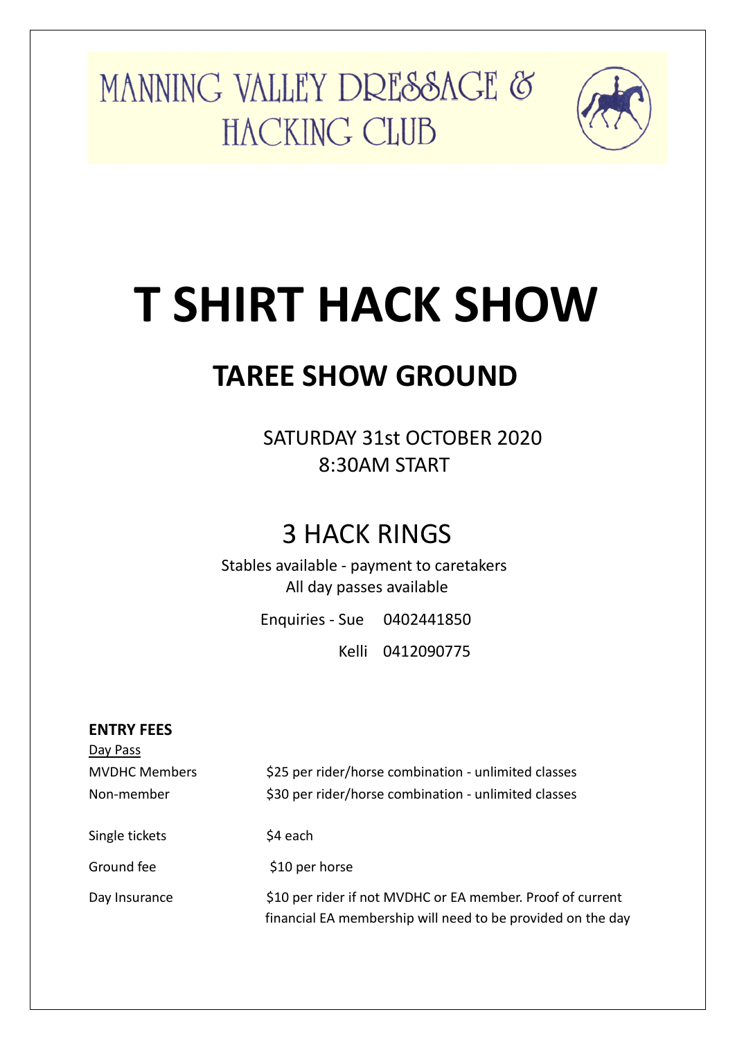# MANNING VALLEY DRESSAGE & HACKING CLUB

# T SHIRT HACK SHOW

## TAREE SHOW GROUND

SATURDAY 31st OCTOBER 2020
8:30AM START

## 3 HACK RINGS

Stables available - payment to caretakers
All day passes available

Enquiries - Sue 0402441850
Kelli 0412090775

**ENTRY FEES**

Day Pass

| | |
|---|---|
| MVDHC Members | $25 per rider/horse combination - unlimited classes |
| Non-member | $30 per rider/horse combination - unlimited classes |
| Single tickets | $4 each |
| Ground fee | $10 per horse |
| Day Insurance | $10 per rider if not MVDHC or EA member. Proof of current financial EA membership will need to be provided on the day |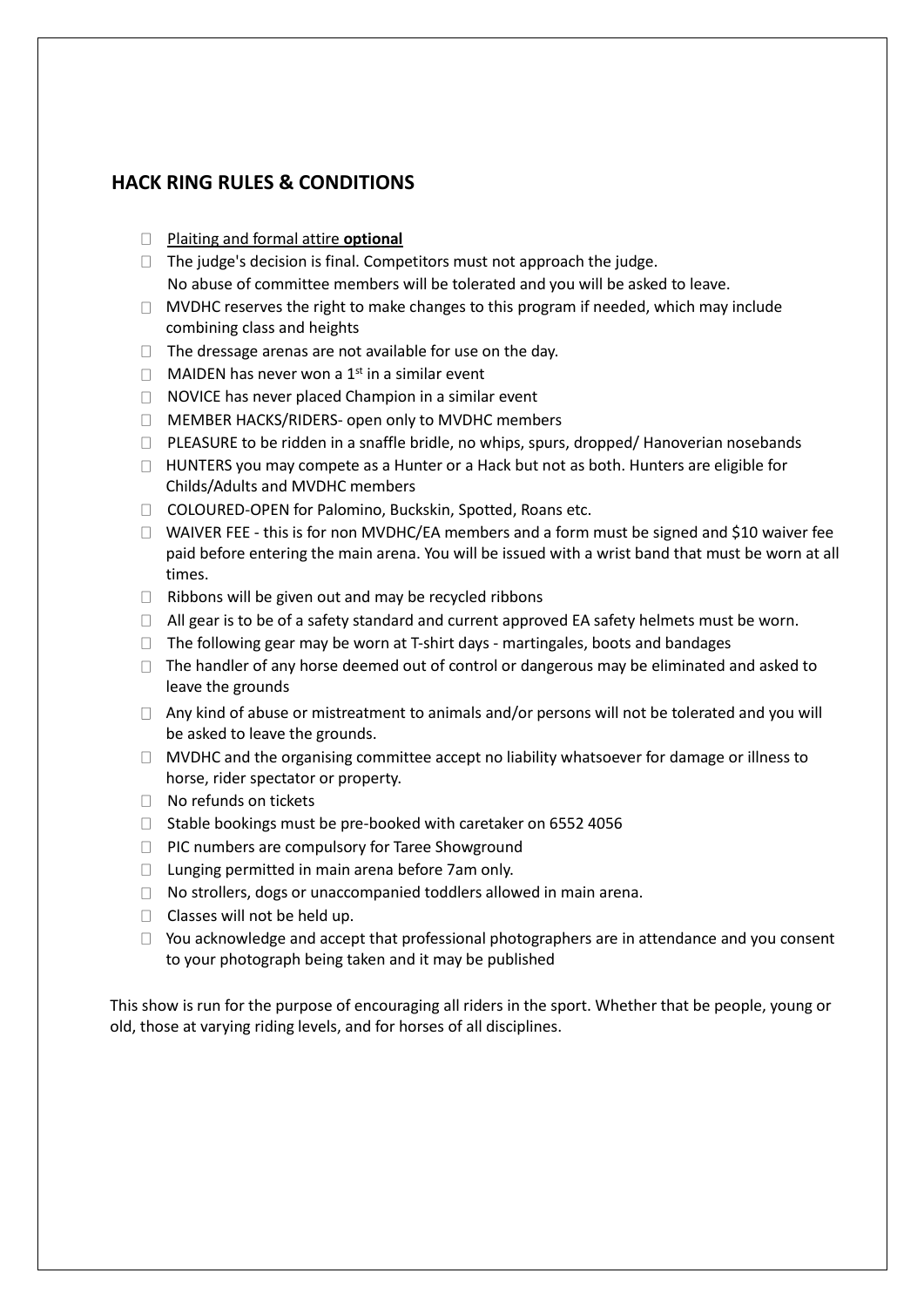## HACK RING RULES & CONDITIONS

- Plaiting and formal attire **optional**
- The judge's decision is final. Competitors must not approach the judge.
  No abuse of committee members will be tolerated and you will be asked to leave.
- MVDHC reserves the right to make changes to this program if needed, which may include combining class and heights
- The dressage arenas are not available for use on the day.
- MAIDEN has never won a 1st in a similar event
- NOVICE has never placed Champion in a similar event
- MEMBER HACKS/RIDERS- open only to MVDHC members
- PLEASURE to be ridden in a snaffle bridle, no whips, spurs, dropped/ Hanoverian nosebands
- HUNTERS you may compete as a Hunter or a Hack but not as both. Hunters are eligible for Childs/Adults and MVDHC members
- COLOURED-OPEN for Palomino, Buckskin, Spotted, Roans etc.
- WAIVER FEE - this is for non MVDHC/EA members and a form must be signed and $10 waiver fee paid before entering the main arena. You will be issued with a wrist band that must be worn at all times.
- Ribbons will be given out and may be recycled ribbons
- All gear is to be of a safety standard and current approved EA safety helmets must be worn.
- The following gear may be worn at T-shirt days - martingales, boots and bandages
- The handler of any horse deemed out of control or dangerous may be eliminated and asked to leave the grounds
- Any kind of abuse or mistreatment to animals and/or persons will not be tolerated and you will be asked to leave the grounds.
- MVDHC and the organising committee accept no liability whatsoever for damage or illness to horse, rider spectator or property.
- No refunds on tickets
- Stable bookings must be pre-booked with caretaker on 6552 4056
- PIC numbers are compulsory for Taree Showground
- Lunging permitted in main arena before 7am only.
- No strollers, dogs or unaccompanied toddlers allowed in main arena.
- Classes will not be held up.
- You acknowledge and accept that professional photographers are in attendance and you consent to your photograph being taken and it may be published

This show is run for the purpose of encouraging all riders in the sport. Whether that be people, young or old, those at varying riding levels, and for horses of all disciplines.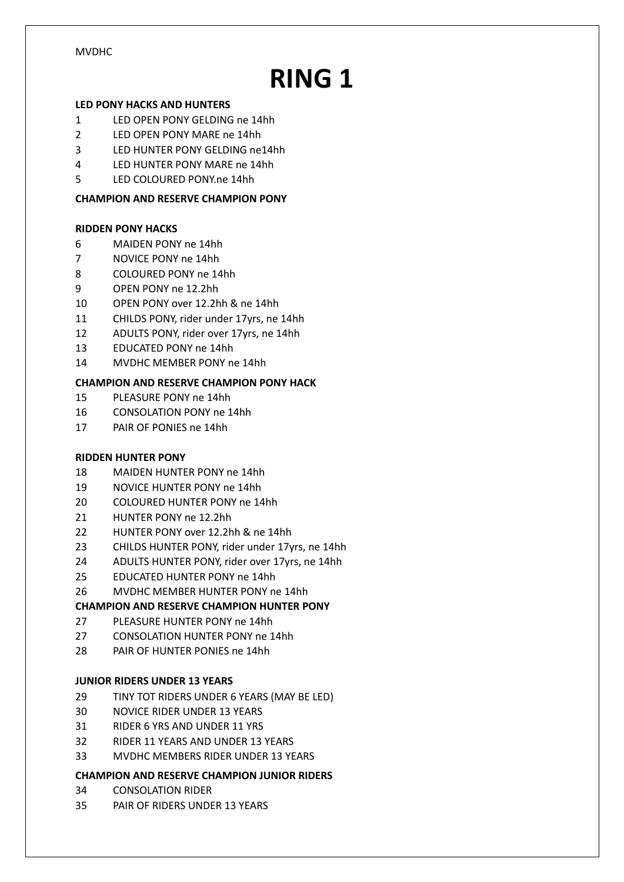MVDHC

# RING 1

**LED PONY HACKS AND HUNTERS**

1 LED OPEN PONY GELDING ne 14hh
2 LED OPEN PONY MARE ne 14hh
3 LED HUNTER PONY GELDING ne14hh
4 LED HUNTER PONY MARE ne 14hh
5 LED COLOURED PONY.ne 14hh

**CHAMPION AND RESERVE CHAMPION PONY**

**RIDDEN PONY HACKS**

6 MAIDEN PONY ne 14hh
7 NOVICE PONY ne 14hh
8 COLOURED PONY ne 14hh
9 OPEN PONY ne 12.2hh
10 OPEN PONY over 12.2hh & ne 14hh
11 CHILDS PONY, rider under 17yrs, ne 14hh
12 ADULTS PONY, rider over 17yrs, ne 14hh
13 EDUCATED PONY ne 14hh
14 MVDHC MEMBER PONY ne 14hh

**CHAMPION AND RESERVE CHAMPION PONY HACK**

15 PLEASURE PONY ne 14hh
16 CONSOLATION PONY ne 14hh
17 PAIR OF PONIES ne 14hh

**RIDDEN HUNTER PONY**

18 MAIDEN HUNTER PONY ne 14hh
19 NOVICE HUNTER PONY ne 14hh
20 COLOURED HUNTER PONY ne 14hh
21 HUNTER PONY ne 12.2hh
22 HUNTER PONY over 12.2hh & ne 14hh
23 CHILDS HUNTER PONY, rider under 17yrs, ne 14hh
24 ADULTS HUNTER PONY, rider over 17yrs, ne 14hh
25 EDUCATED HUNTER PONY ne 14hh
26 MVDHC MEMBER HUNTER PONY ne 14hh

**CHAMPION AND RESERVE CHAMPION HUNTER PONY**

27 PLEASURE HUNTER PONY ne 14hh
27 CONSOLATION HUNTER PONY ne 14hh
28 PAIR OF HUNTER PONIES ne 14hh

**JUNIOR RIDERS UNDER 13 YEARS**

29 TINY TOT RIDERS UNDER 6 YEARS (MAY BE LED)
30 NOVICE RIDER UNDER 13 YEARS
31 RIDER 6 YRS AND UNDER 11 YRS
32 RIDER 11 YEARS AND UNDER 13 YEARS
33 MVDHC MEMBERS RIDER UNDER 13 YEARS

**CHAMPION AND RESERVE CHAMPION JUNIOR RIDERS**

34 CONSOLATION RIDER
35 PAIR OF RIDERS UNDER 13 YEARS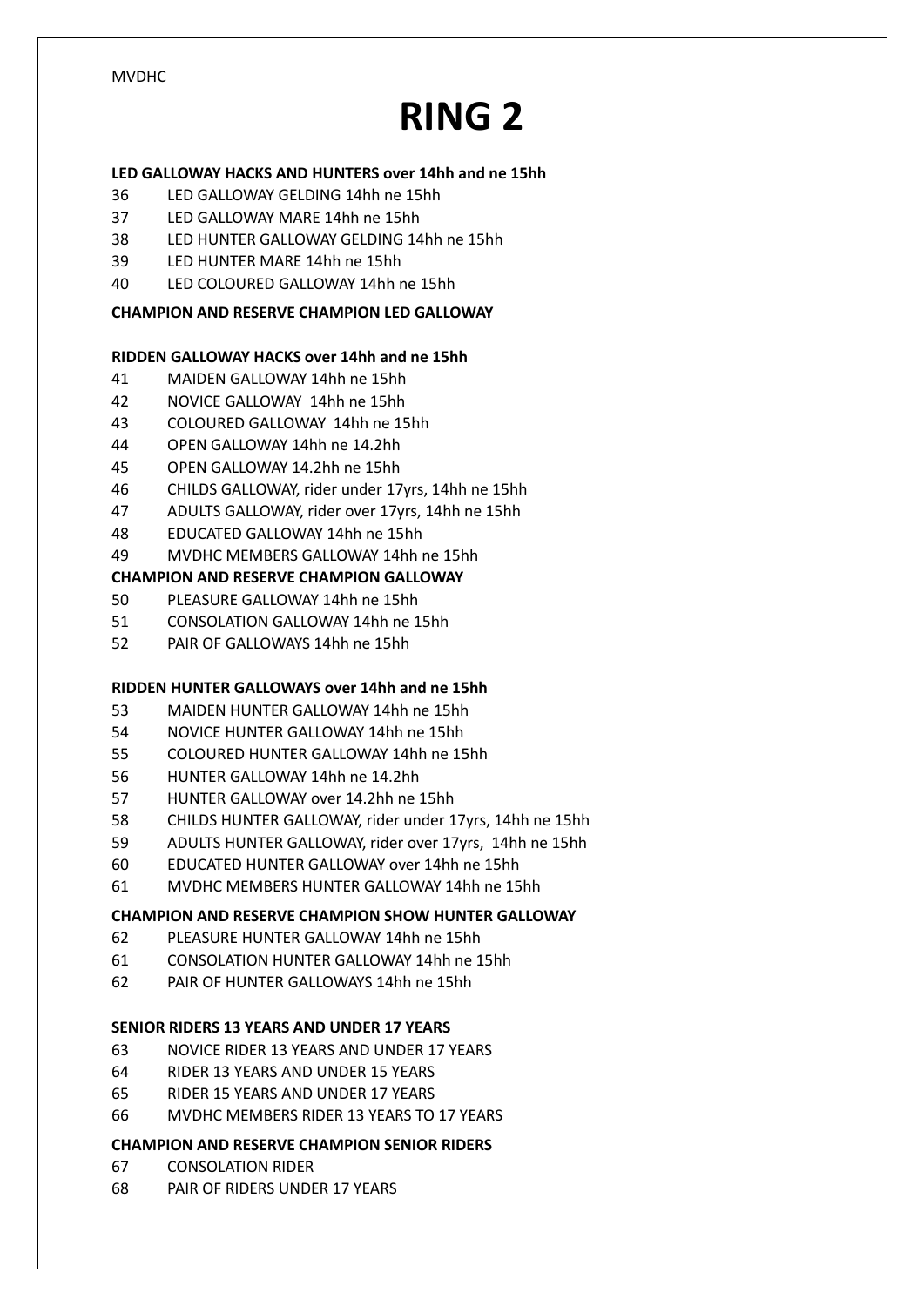MVDHC

# RING 2

**LED GALLOWAY HACKS AND HUNTERS over 14hh and ne 15hh**

36 LED GALLOWAY GELDING 14hh ne 15hh
37 LED GALLOWAY MARE 14hh ne 15hh
38 LED HUNTER GALLOWAY GELDING 14hh ne 15hh
39 LED HUNTER MARE 14hh ne 15hh
40 LED COLOURED GALLOWAY 14hh ne 15hh

**CHAMPION AND RESERVE CHAMPION LED GALLOWAY**

**RIDDEN GALLOWAY HACKS over 14hh and ne 15hh**

41 MAIDEN GALLOWAY 14hh ne 15hh
42 NOVICE GALLOWAY 14hh ne 15hh
43 COLOURED GALLOWAY 14hh ne 15hh
44 OPEN GALLOWAY 14hh ne 14.2hh
45 OPEN GALLOWAY 14.2hh ne 15hh
46 CHILDS GALLOWAY, rider under 17yrs, 14hh ne 15hh
47 ADULTS GALLOWAY, rider over 17yrs, 14hh ne 15hh
48 EDUCATED GALLOWAY 14hh ne 15hh
49 MVDHC MEMBERS GALLOWAY 14hh ne 15hh

**CHAMPION AND RESERVE CHAMPION GALLOWAY**

50 PLEASURE GALLOWAY 14hh ne 15hh
51 CONSOLATION GALLOWAY 14hh ne 15hh
52 PAIR OF GALLOWAYS 14hh ne 15hh

**RIDDEN HUNTER GALLOWAYS over 14hh and ne 15hh**

53 MAIDEN HUNTER GALLOWAY 14hh ne 15hh
54 NOVICE HUNTER GALLOWAY 14hh ne 15hh
55 COLOURED HUNTER GALLOWAY 14hh ne 15hh
56 HUNTER GALLOWAY 14hh ne 14.2hh
57 HUNTER GALLOWAY over 14.2hh ne 15hh
58 CHILDS HUNTER GALLOWAY, rider under 17yrs, 14hh ne 15hh
59 ADULTS HUNTER GALLOWAY, rider over 17yrs, 14hh ne 15hh
60 EDUCATED HUNTER GALLOWAY over 14hh ne 15hh
61 MVDHC MEMBERS HUNTER GALLOWAY 14hh ne 15hh

**CHAMPION AND RESERVE CHAMPION SHOW HUNTER GALLOWAY**

62 PLEASURE HUNTER GALLOWAY 14hh ne 15hh
61 CONSOLATION HUNTER GALLOWAY 14hh ne 15hh
62 PAIR OF HUNTER GALLOWAYS 14hh ne 15hh

**SENIOR RIDERS 13 YEARS AND UNDER 17 YEARS**

63 NOVICE RIDER 13 YEARS AND UNDER 17 YEARS
64 RIDER 13 YEARS AND UNDER 15 YEARS
65 RIDER 15 YEARS AND UNDER 17 YEARS
66 MVDHC MEMBERS RIDER 13 YEARS TO 17 YEARS

**CHAMPION AND RESERVE CHAMPION SENIOR RIDERS**

67 CONSOLATION RIDER
68 PAIR OF RIDERS UNDER 17 YEARS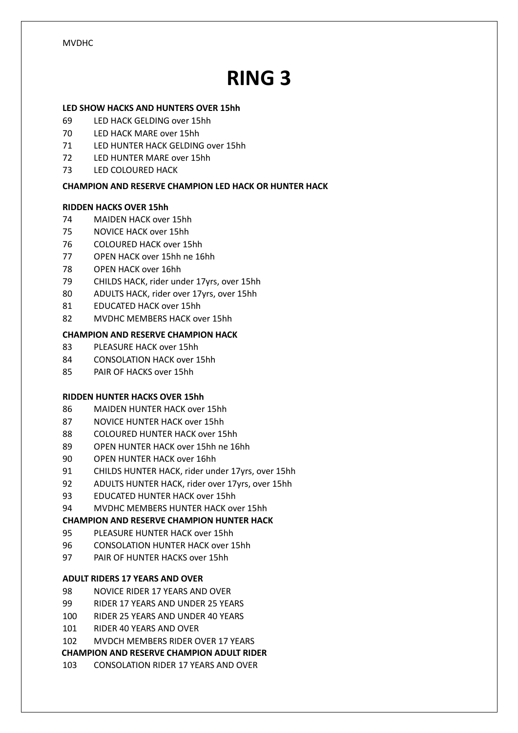MVDHC

# RING 3

**LED SHOW HACKS AND HUNTERS OVER 15hh**

69 LED HACK GELDING over 15hh
70 LED HACK MARE over 15hh
71 LED HUNTER HACK GELDING over 15hh
72 LED HUNTER MARE over 15hh
73 LED COLOURED HACK

**CHAMPION AND RESERVE CHAMPION LED HACK OR HUNTER HACK**

**RIDDEN HACKS OVER 15hh**

74 MAIDEN HACK over 15hh
75 NOVICE HACK over 15hh
76 COLOURED HACK over 15hh
77 OPEN HACK over 15hh ne 16hh
78 OPEN HACK over 16hh
79 CHILDS HACK, rider under 17yrs, over 15hh
80 ADULTS HACK, rider over 17yrs, over 15hh
81 EDUCATED HACK over 15hh
82 MVDHC MEMBERS HACK over 15hh

**CHAMPION AND RESERVE CHAMPION HACK**

83 PLEASURE HACK over 15hh
84 CONSOLATION HACK over 15hh
85 PAIR OF HACKS over 15hh

**RIDDEN HUNTER HACKS OVER 15hh**

86 MAIDEN HUNTER HACK over 15hh
87 NOVICE HUNTER HACK over 15hh
88 COLOURED HUNTER HACK over 15hh
89 OPEN HUNTER HACK over 15hh ne 16hh
90 OPEN HUNTER HACK over 16hh
91 CHILDS HUNTER HACK, rider under 17yrs, over 15hh
92 ADULTS HUNTER HACK, rider over 17yrs, over 15hh
93 EDUCATED HUNTER HACK over 15hh
94 MVDHC MEMBERS HUNTER HACK over 15hh

**CHAMPION AND RESERVE CHAMPION HUNTER HACK**

95 PLEASURE HUNTER HACK over 15hh
96 CONSOLATION HUNTER HACK over 15hh
97 PAIR OF HUNTER HACKS over 15hh

**ADULT RIDERS 17 YEARS AND OVER**

98 NOVICE RIDER 17 YEARS AND OVER
99 RIDER 17 YEARS AND UNDER 25 YEARS
100 RIDER 25 YEARS AND UNDER 40 YEARS
101 RIDER 40 YEARS AND OVER
102 MVDCH MEMBERS RIDER OVER 17 YEARS

**CHAMPION AND RESERVE CHAMPION ADULT RIDER**

103 CONSOLATION RIDER 17 YEARS AND OVER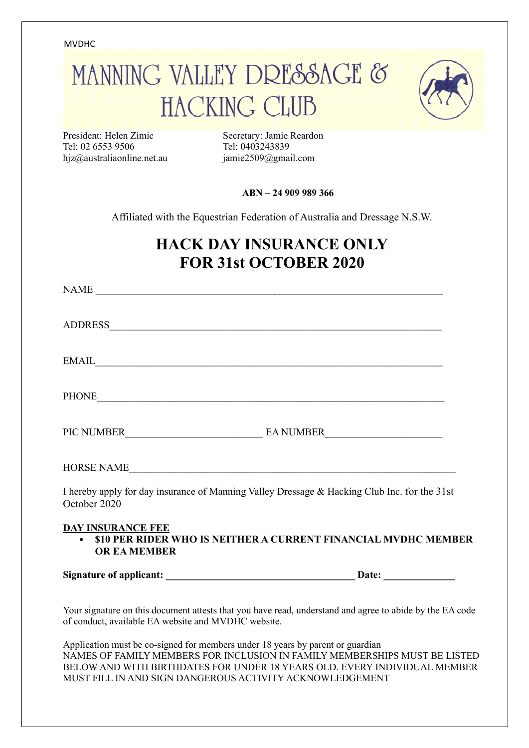MVDHC

# MANNING VALLEY DRESSAGE & HACKING CLUB

President: Helen Zimic
Tel: 02 6553 9506
hjz@australiaonline.net.au

Secretary: Jamie Reardon
Tel: 0403243839
jamie2509@gmail.com

**ABN – 24 909 989 366**

Affiliated with the Equestrian Federation of Australia and Dressage N.S.W.

## HACK DAY INSURANCE ONLY
## FOR 31st OCTOBER 2020

NAME ______________________________________________________________________

ADDRESS____________________________________________________________________

EMAIL______________________________________________________________________

PHONE______________________________________________________________________

PIC NUMBER___________________________ EA NUMBER______________________

HORSE NAME_________________________________________________________________

I hereby apply for day insurance of Manning Valley Dressage & Hacking Club Inc. for the 31st October 2020

**<u>DAY INSURANCE FEE</u>**

- **$10 PER RIDER WHO IS NEITHER A CURRENT FINANCIAL MVDHC MEMBER OR EA MEMBER**

**Signature of applicant: _____________________________________ Date: ______________**

Your signature on this document attests that you have read, understand and agree to abide by the EA code of conduct, available EA website and MVDHC website.

Application must be co-signed for members under 18 years by parent or guardian
NAMES OF FAMILY MEMBERS FOR INCLUSION IN FAMILY MEMBERSHIPS MUST BE LISTED BELOW AND WITH BIRTHDATES FOR UNDER 18 YEARS OLD. EVERY INDIVIDUAL MEMBER MUST FILL IN AND SIGN DANGEROUS ACTIVITY ACKNOWLEDGEMENT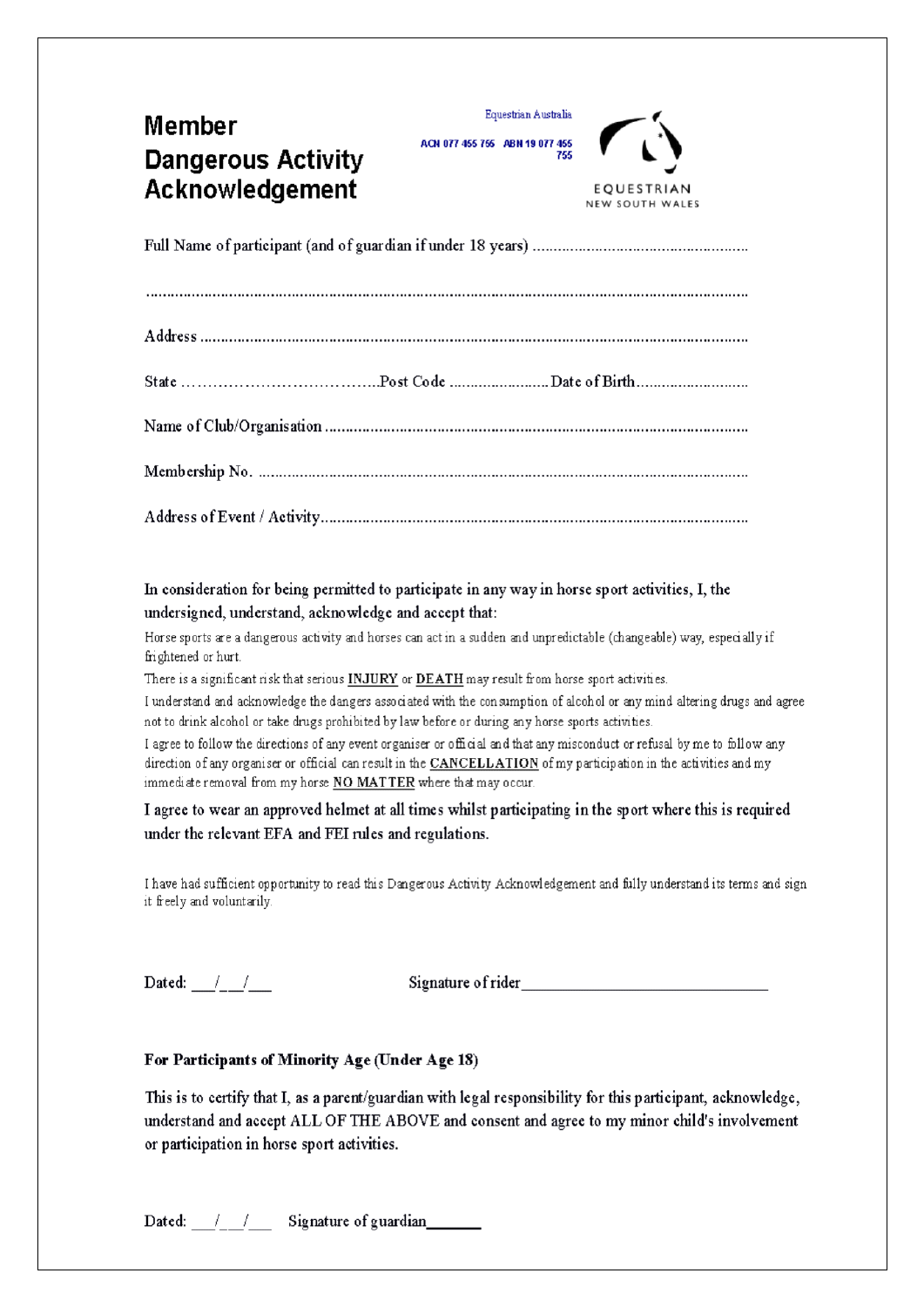# Member Dangerous Activity Acknowledgement

Equestrian Australia

ACN 077 455 755 ABN 19 077 455 755

EQUESTRIAN
NEW SOUTH WALES

Full Name of participant (and of guardian if under 18 years) ..................................................

.................................................................................................................................................

Address .................................................................................................................................

State ………………………………..Post Code ......................... Date of Birth...........................

Name of Club/Organisation ......................................................................................................

Membership No. .....................................................................................................................

Address of Event / Activity.......................................................................................................

In consideration for being permitted to participate in any way in horse sport activities, I, the undersigned, understand, acknowledge and accept that:

Horse sports are a dangerous activity and horses can act in a sudden and unpredictable (changeable) way, especially if frightened or hurt.

There is a significant risk that serious **INJURY** or **DEATH** may result from horse sport activities.

I understand and acknowledge the dangers associated with the consumption of alcohol or any mind altering drugs and agree not to drink alcohol or take drugs prohibited by law before or during any horse sports activities.

I agree to follow the directions of any event organiser or official and that any misconduct or refusal by me to follow any direction of any organiser or official can result in the **CANCELLATION** of my participation in the activities and my immediate removal from my horse **NO MATTER** where that may occur.

I agree to wear an approved helmet at all times whilst participating in the sport where this is required under the relevant EFA and FEI rules and regulations.

I have had sufficient opportunity to read this Dangerous Activity Acknowledgement and fully understand its terms and sign it freely and voluntarily.

Dated: ___/___/___ Signature of rider________________________________

**For Participants of Minority Age (Under Age 18)**

This is to certify that I, as a parent/guardian with legal responsibility for this participant, acknowledge, understand and accept ALL OF THE ABOVE and consent and agree to my minor child's involvement or participation in horse sport activities.

Dated: ___/___/___ Signature of guardian_______